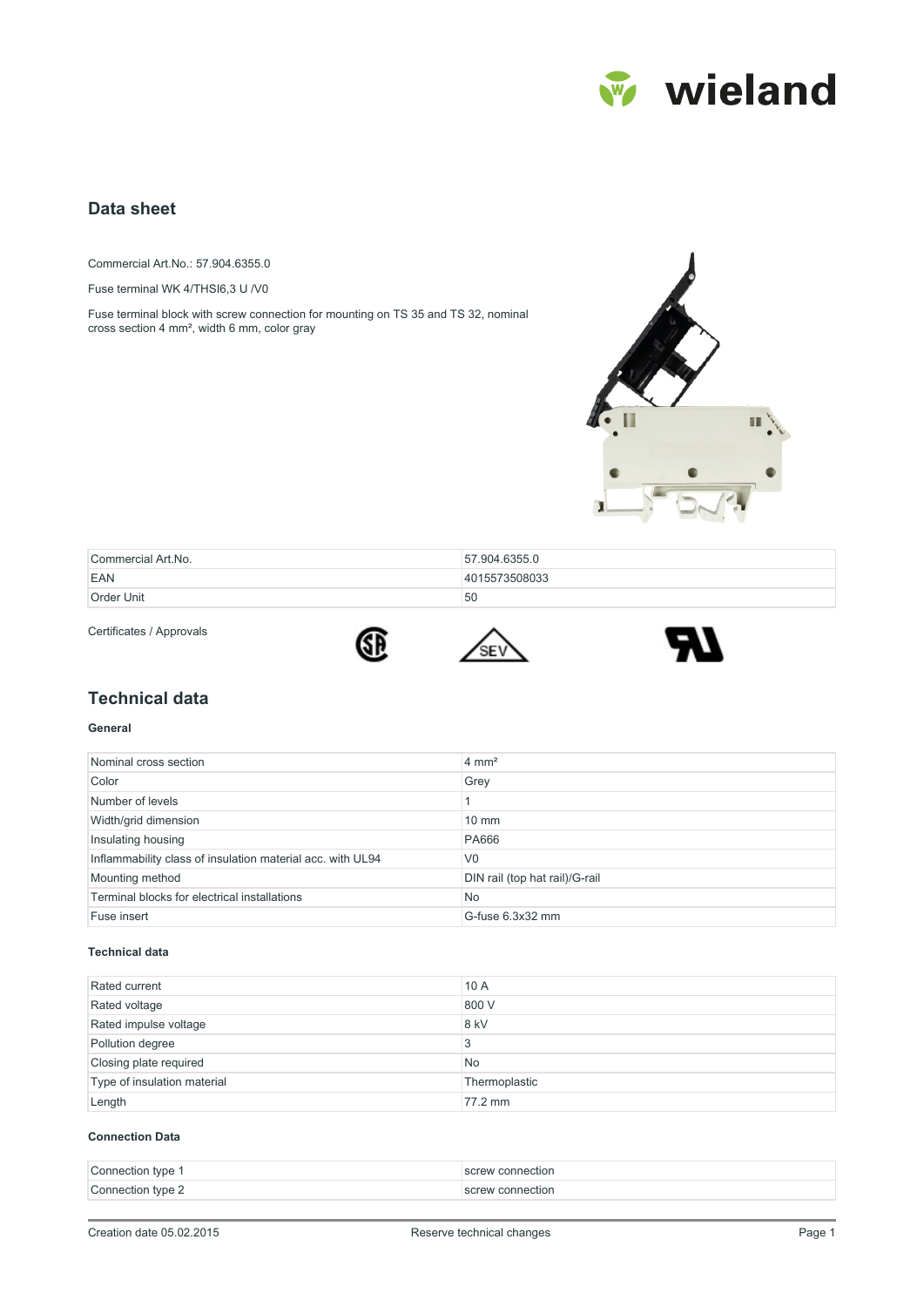## Data sheet

Commercial Art.No.: 57.904.6355.0

Fuse terminal WK 4/THSI6,3 U /V0

Fuse terminal block with screw connection for mounting on TS 35 and TS 32, nominal cross section 4 mm², width 6 mm, color gray

| | |
|---|---|
| Commercial Art.No. | 57.904.6355.0 |
| EAN | 4015573508033 |
| Order Unit | 50 |

Certificates / Approvals

## Technical data

### General

| | |
|---|---|
| Nominal cross section | 4 mm² |
| Color | Grey |
| Number of levels | 1 |
| Width/grid dimension | 10 mm |
| Insulating housing | PA666 |
| Inflammability class of insulation material acc. with UL94 | V0 |
| Mounting method | DIN rail (top hat rail)/G-rail |
| Terminal blocks for electrical installations | No |
| Fuse insert | G-fuse 6.3x32 mm |

### Technical data

| | |
|---|---|
| Rated current | 10 A |
| Rated voltage | 800 V |
| Rated impulse voltage | 8 kV |
| Pollution degree | 3 |
| Closing plate required | No |
| Type of insulation material | Thermoplastic |
| Length | 77.2 mm |

### Connection Data

| | |
|---|---|
| Connection type 1 | screw connection |
| Connection type 2 | screw connection |

Creation date 05.02.2015 Reserve technical changes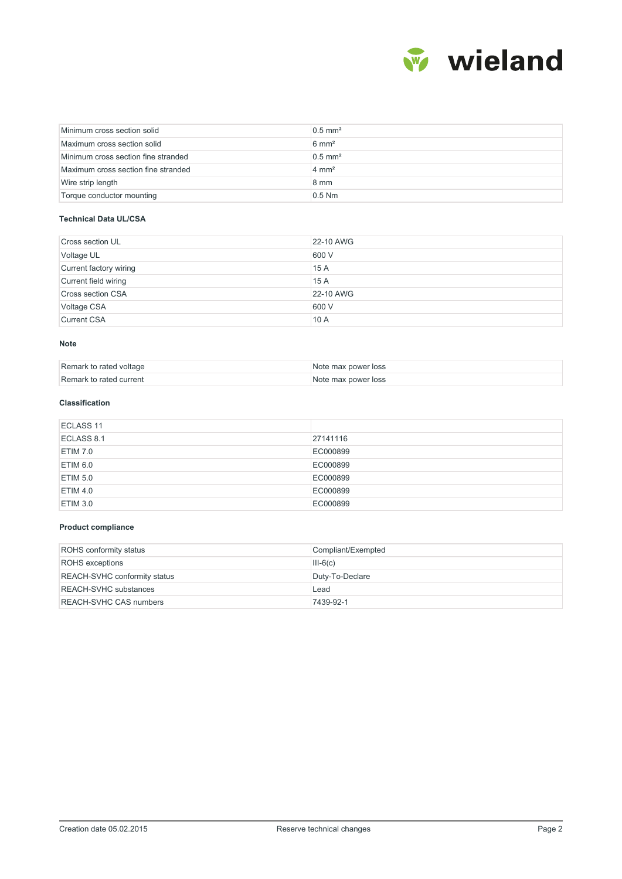| | |
|---|---|
| Minimum cross section solid | 0.5 mm² |
| Maximum cross section solid | 6 mm² |
| Minimum cross section fine stranded | 0.5 mm² |
| Maximum cross section fine stranded | 4 mm² |
| Wire strip length | 8 mm |
| Torque conductor mounting | 0.5 Nm |

### Technical Data UL/CSA

| | |
|---|---|
| Cross section UL | 22-10 AWG |
| Voltage UL | 600 V |
| Current factory wiring | 15 A |
| Current field wiring | 15 A |
| Cross section CSA | 22-10 AWG |
| Voltage CSA | 600 V |
| Current CSA | 10 A |

### Note

| | |
|---|---|
| Remark to rated voltage | Note max power loss |
| Remark to rated current | Note max power loss |

### Classification

| | |
|---|---|
| ECLASS 11 | |
| ECLASS 8.1 | 27141116 |
| ETIM 7.0 | EC000899 |
| ETIM 6.0 | EC000899 |
| ETIM 5.0 | EC000899 |
| ETIM 4.0 | EC000899 |
| ETIM 3.0 | EC000899 |

### Product compliance

| | |
|---|---|
| ROHS conformity status | Compliant/Exempted |
| ROHS exceptions | III-6(c) |
| REACH-SVHC conformity status | Duty-To-Declare |
| REACH-SVHC substances | Lead |
| REACH-SVHC CAS numbers | 7439-92-1 |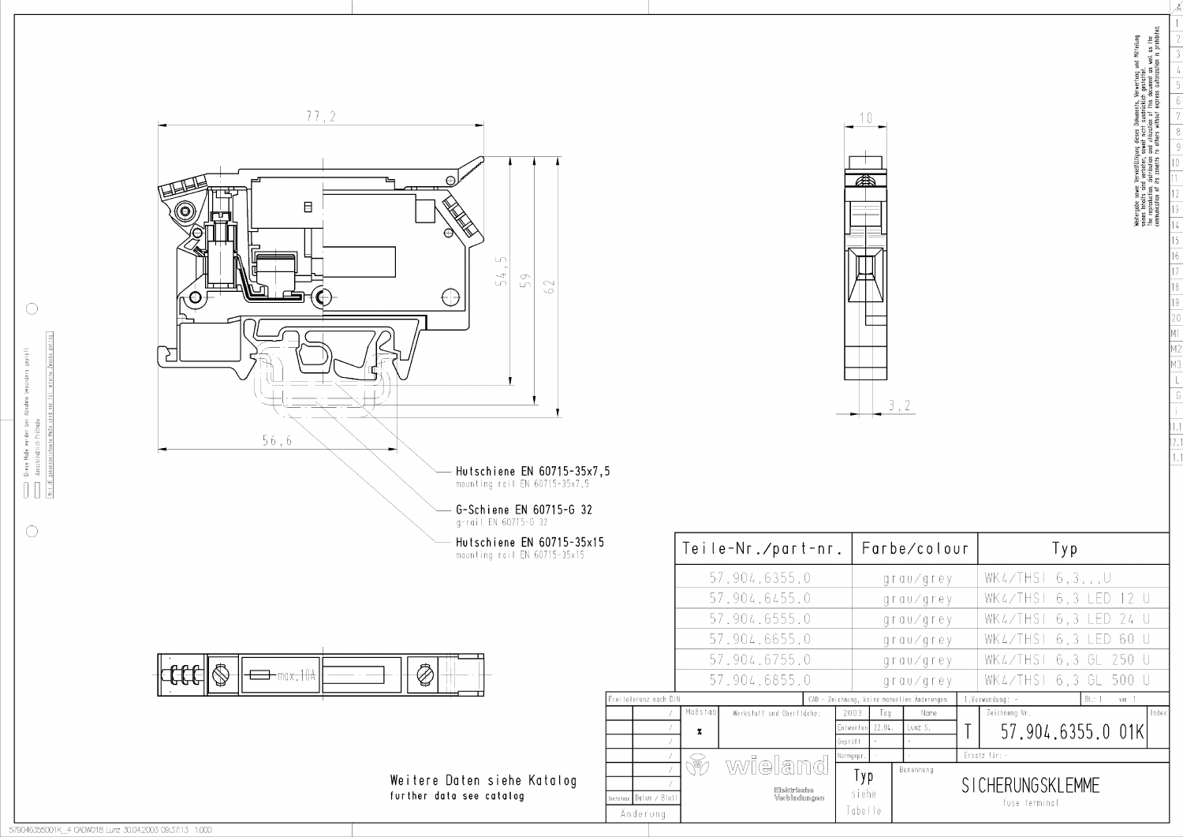77,2

10

54,5

59

62

56,6

3,2

Hutschiene EN 60715-35x7,5
mounting rail EN 60715-35x7,5

G-Schiene EN 60715-G 32
g-rail EN 60715-G 32

Hutschiene EN 60715-35x15
mounting rail EN 60715-35x15

max.10A

| Teile-Nr./part-nr. | Farbe/colour | Typ |
|---|---|---|
| 57.904.6355.0 | grau/grey | WK4/THSI 6,3...U |
| 57.904.6455.0 | grau/grey | WK4/THSI 6,3 LED 12 U |
| 57.904.6555.0 | grau/grey | WK4/THSI 6,3 LED 24 U |
| 57.904.6655.0 | grau/grey | WK4/THSI 6,3 LED 60 U |
| 57.904.6755.0 | grau/grey | WK4/THSI 6,3 GL 250 U |
| 57.904.6855.0 | grau/grey | WK4/THSI 6,3 GL 500 U |

Weitere Daten siehe Katalog
further data see catalog

Freitoleranz nach DIN | CAD - Zeichnung, keine manuellen Änderungen | 1.Verwendung: - | Bl.: 1 von 1

Maßstab: x | Werkstoff und Oberfläche:

2003 | Tag | Name
Entworfen | 22.04. | Lunz S.
Geprüft | - | -
Normgepr. | - | -

T | Zeichnung Nr. 57.904.6355.0 01K | Index

Ersatz für: -

wieland Elektrische Verbindungen

Typ siehe Tabelle

Benennung: SICHERUNGSKLEMME
fuse terminal

Buchstabe | Datum / Blatt | Änderung

Weitergabe sowie Vervielfältigung dieses Dokuments, Verwertung und Mitteilung seines Inhalts sind verboten, soweit nicht ausdrücklich gestattet.
The reproduction, distribution and utilization of this document as well as the communication of its contents to others without express authorization is prohibited.

Diese Maße werden bei Abnahme besonders geprüft
Ausschließlich Prüfmaße
Mit ⊕ gekennzeichnete Maße sind nur für interne Zwecke gültig

5790463550001K_4 CADW018 Lunz 30.04.2003 09:37:13 1.000